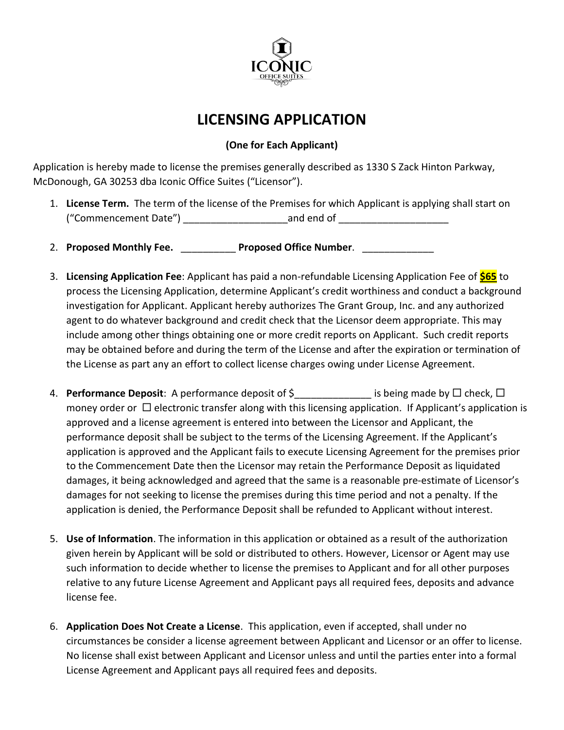# LICENSING APPLICATION

**(One for Each Applicant)**

Application is hereby made to license the premises generally described as 1330 S Zack Hinton Parkway, McDonough, GA 30253 dba Iconic Office Suites ("Licensor").

1. **License Term.** The term of the license of the Premises for which Applicant is applying shall start on ("Commencement Date") ___________________and end of ____________________

2. **Proposed Monthly Fee.** __________ **Proposed Office Number**. _____________

3. **Licensing Application Fee**: Applicant has paid a non-refundable Licensing Application Fee of **$65** to process the Licensing Application, determine Applicant's credit worthiness and conduct a background investigation for Applicant. Applicant hereby authorizes The Grant Group, Inc. and any authorized agent to do whatever background and credit check that the Licensor deem appropriate. This may include among other things obtaining one or more credit reports on Applicant. Such credit reports may be obtained before and during the term of the License and after the expiration or termination of the License as part any an effort to collect license charges owing under License Agreement.

4. **Performance Deposit**: A performance deposit of $______________ is being made by ☐ check, ☐ money order or ☐ electronic transfer along with this licensing application. If Applicant's application is approved and a license agreement is entered into between the Licensor and Applicant, the performance deposit shall be subject to the terms of the Licensing Agreement. If the Applicant's application is approved and the Applicant fails to execute Licensing Agreement for the premises prior to the Commencement Date then the Licensor may retain the Performance Deposit as liquidated damages, it being acknowledged and agreed that the same is a reasonable pre-estimate of Licensor's damages for not seeking to license the premises during this time period and not a penalty. If the application is denied, the Performance Deposit shall be refunded to Applicant without interest.

5. **Use of Information**. The information in this application or obtained as a result of the authorization given herein by Applicant will be sold or distributed to others. However, Licensor or Agent may use such information to decide whether to license the premises to Applicant and for all other purposes relative to any future License Agreement and Applicant pays all required fees, deposits and advance license fee.

6. **Application Does Not Create a License**. This application, even if accepted, shall under no circumstances be consider a license agreement between Applicant and Licensor or an offer to license. No license shall exist between Applicant and Licensor unless and until the parties enter into a formal License Agreement and Applicant pays all required fees and deposits.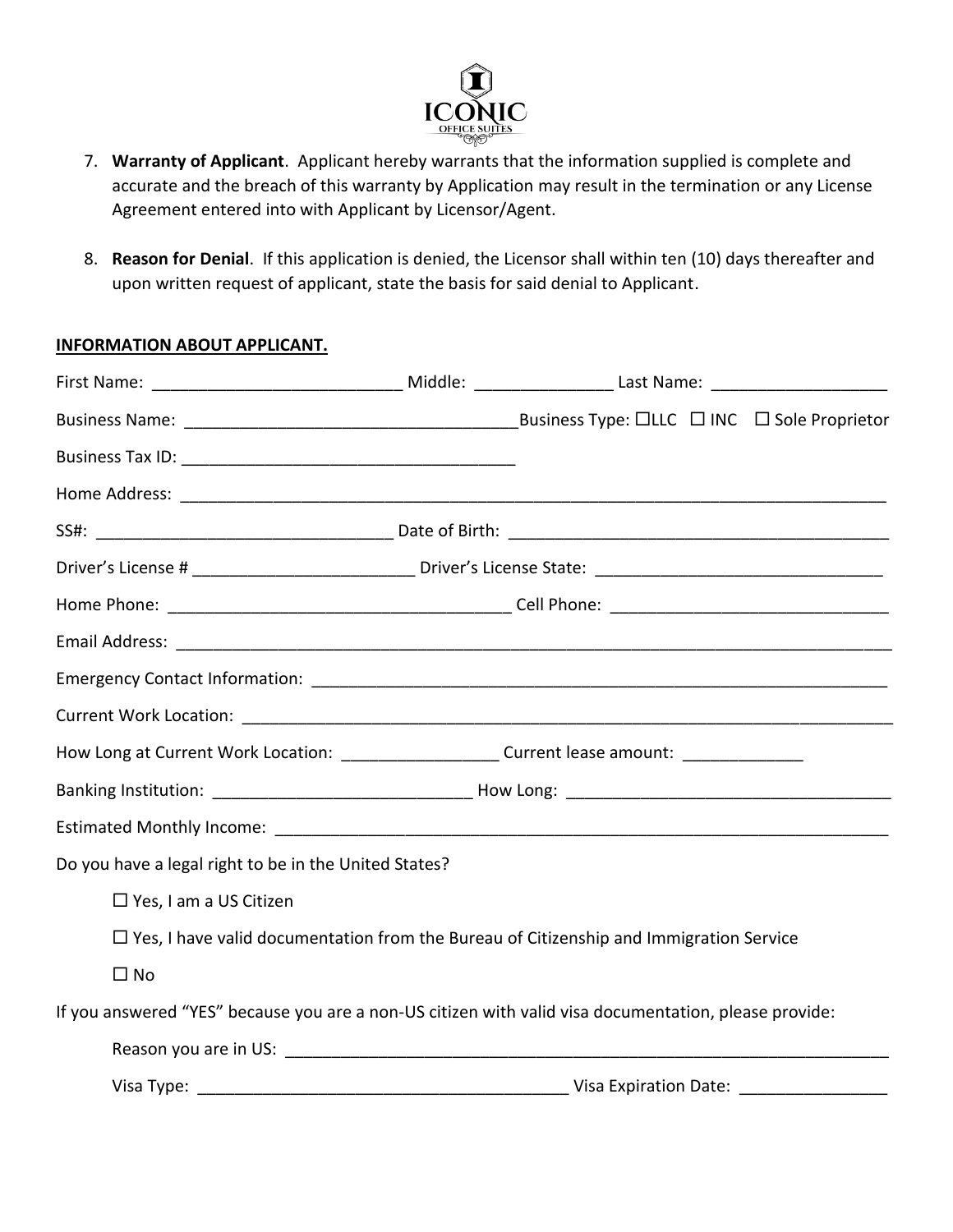7. **Warranty of Applicant**. Applicant hereby warrants that the information supplied is complete and accurate and the breach of this warranty by Application may result in the termination or any License Agreement entered into with Applicant by Licensor/Agent.

8. **Reason for Denial**. If this application is denied, the Licensor shall within ten (10) days thereafter and upon written request of applicant, state the basis for said denial to Applicant.

**INFORMATION ABOUT APPLICANT.**

First Name: ___________________________ Middle: _______________ Last Name: ___________________

Business Name: ____________________________________ Business Type: ☐LLC ☐ INC ☐ Sole Proprietor

Business Tax ID: _____________________________________

Home Address: ______________________________________________________________________________

SS#: ________________________________ Date of Birth: __________________________________________

Driver's License # ________________________ Driver's License State: _______________________________

Home Phone: _____________________________________ Cell Phone: ______________________________

Email Address: ______________________________________________________________________________

Emergency Contact Information: ______________________________________________________________

Current Work Location: _______________________________________________________________________

How Long at Current Work Location: _________________ Current lease amount: _____________

Banking Institution: ____________________________ How Long: ___________________________________

Estimated Monthly Income: ___________________________________________________________________

Do you have a legal right to be in the United States?

☐ Yes, I am a US Citizen

☐ Yes, I have valid documentation from the Bureau of Citizenship and Immigration Service

☐ No

If you answered "YES" because you are a non-US citizen with valid visa documentation, please provide:

Reason you are in US: ____________________________________________________________________

Visa Type: ________________________________________ Visa Expiration Date: ________________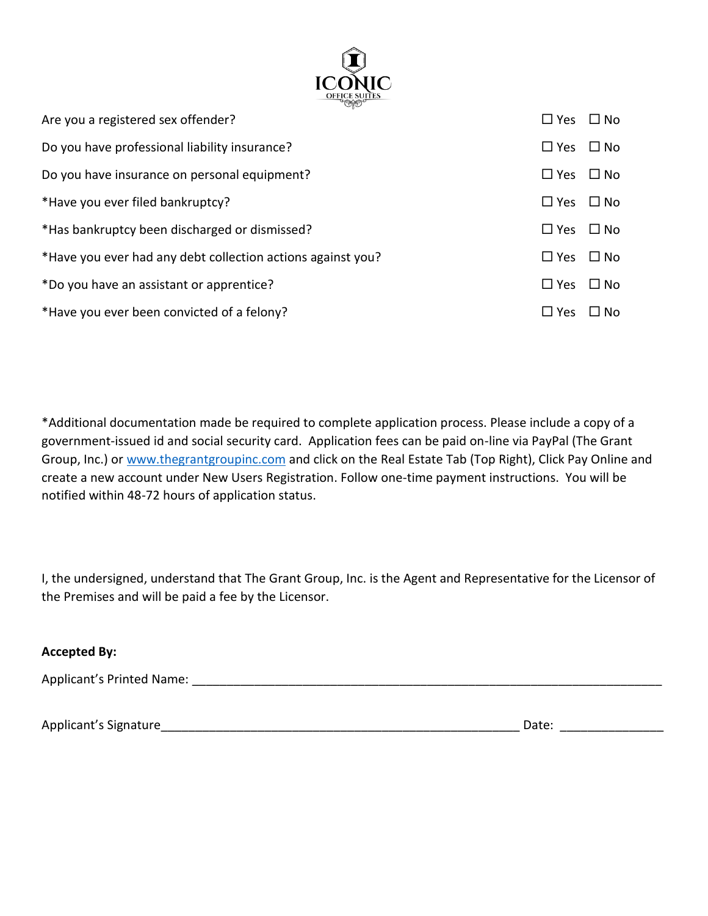ICONIC
OFFICE SUITES

| | |
|---|---|
| Are you a registered sex offender? | ☐ Yes ☐ No |
| Do you have professional liability insurance? | ☐ Yes ☐ No |
| Do you have insurance on personal equipment? | ☐ Yes ☐ No |
| *Have you ever filed bankruptcy? | ☐ Yes ☐ No |
| *Has bankruptcy been discharged or dismissed? | ☐ Yes ☐ No |
| *Have you ever had any debt collection actions against you? | ☐ Yes ☐ No |
| *Do you have an assistant or apprentice? | ☐ Yes ☐ No |
| *Have you ever been convicted of a felony? | ☐ Yes ☐ No |

*Additional documentation made be required to complete application process. Please include a copy of a government-issued id and social security card. Application fees can be paid on-line via PayPal (The Grant Group, Inc.) or [www.thegrantgroupinc.com](http://www.thegrantgroupinc.com) and click on the Real Estate Tab (Top Right), Click Pay Online and create a new account under New Users Registration. Follow one-time payment instructions. You will be notified within 48-72 hours of application status.

I, the undersigned, understand that The Grant Group, Inc. is the Agent and Representative for the Licensor of the Premises and will be paid a fee by the Licensor.

**Accepted By:**

Applicant's Printed Name: ______________________________________________________________________

Applicant's Signature_____________________________________________________ Date: _______________